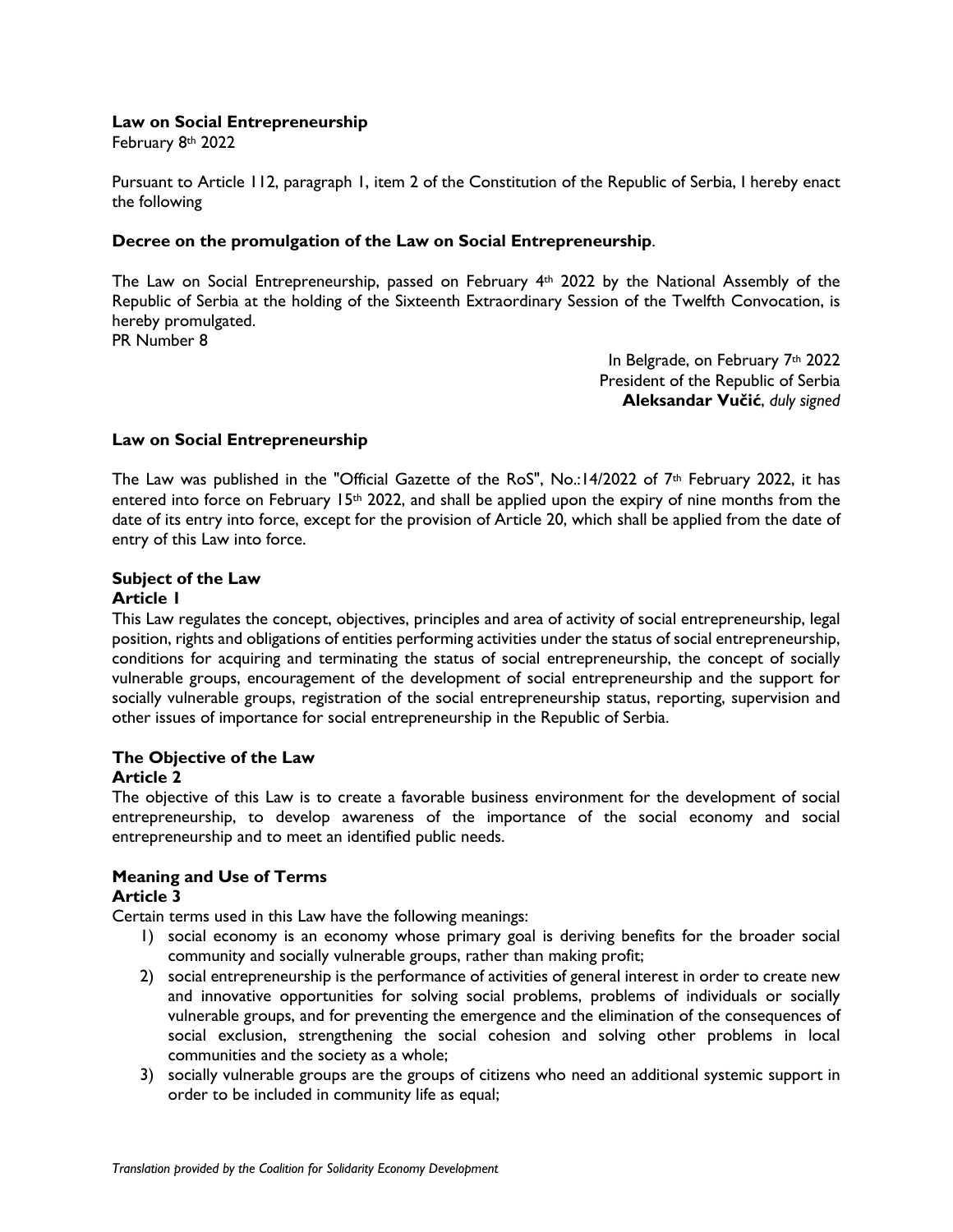**Law on Social Entrepreneurship**

February 8th 2022

Pursuant to Article 112, paragraph 1, item 2 of the Constitution of the Republic of Serbia, I hereby enact the following

**Decree on the promulgation of the Law on Social Entrepreneurship**.

The Law on Social Entrepreneurship, passed on February 4th 2022 by the National Assembly of the Republic of Serbia at the holding of the Sixteenth Extraordinary Session of the Twelfth Convocation, is hereby promulgated.

PR Number 8

In Belgrade, on February 7th 2022
President of the Republic of Serbia
**Aleksandar Vučić**, *duly signed*

## Law on Social Entrepreneurship

The Law was published in the "Official Gazette of the RoS", No.:14/2022 of 7th February 2022, it has entered into force on February 15th 2022, and shall be applied upon the expiry of nine months from the date of its entry into force, except for the provision of Article 20, which shall be applied from the date of entry of this Law into force.

### Subject of the Law

**Article 1**

This Law regulates the concept, objectives, principles and area of activity of social entrepreneurship, legal position, rights and obligations of entities performing activities under the status of social entrepreneurship, conditions for acquiring and terminating the status of social entrepreneurship, the concept of socially vulnerable groups, encouragement of the development of social entrepreneurship and the support for socially vulnerable groups, registration of the social entrepreneurship status, reporting, supervision and other issues of importance for social entrepreneurship in the Republic of Serbia.

### The Objective of the Law

**Article 2**

The objective of this Law is to create a favorable business environment for the development of social entrepreneurship, to develop awareness of the importance of the social economy and social entrepreneurship and to meet an identified public needs.

### Meaning and Use of Terms

**Article 3**

Certain terms used in this Law have the following meanings:

1) social economy is an economy whose primary goal is deriving benefits for the broader social community and socially vulnerable groups, rather than making profit;
2) social entrepreneurship is the performance of activities of general interest in order to create new and innovative opportunities for solving social problems, problems of individuals or socially vulnerable groups, and for preventing the emergence and the elimination of the consequences of social exclusion, strengthening the social cohesion and solving other problems in local communities and the society as a whole;
3) socially vulnerable groups are the groups of citizens who need an additional systemic support in order to be included in community life as equal;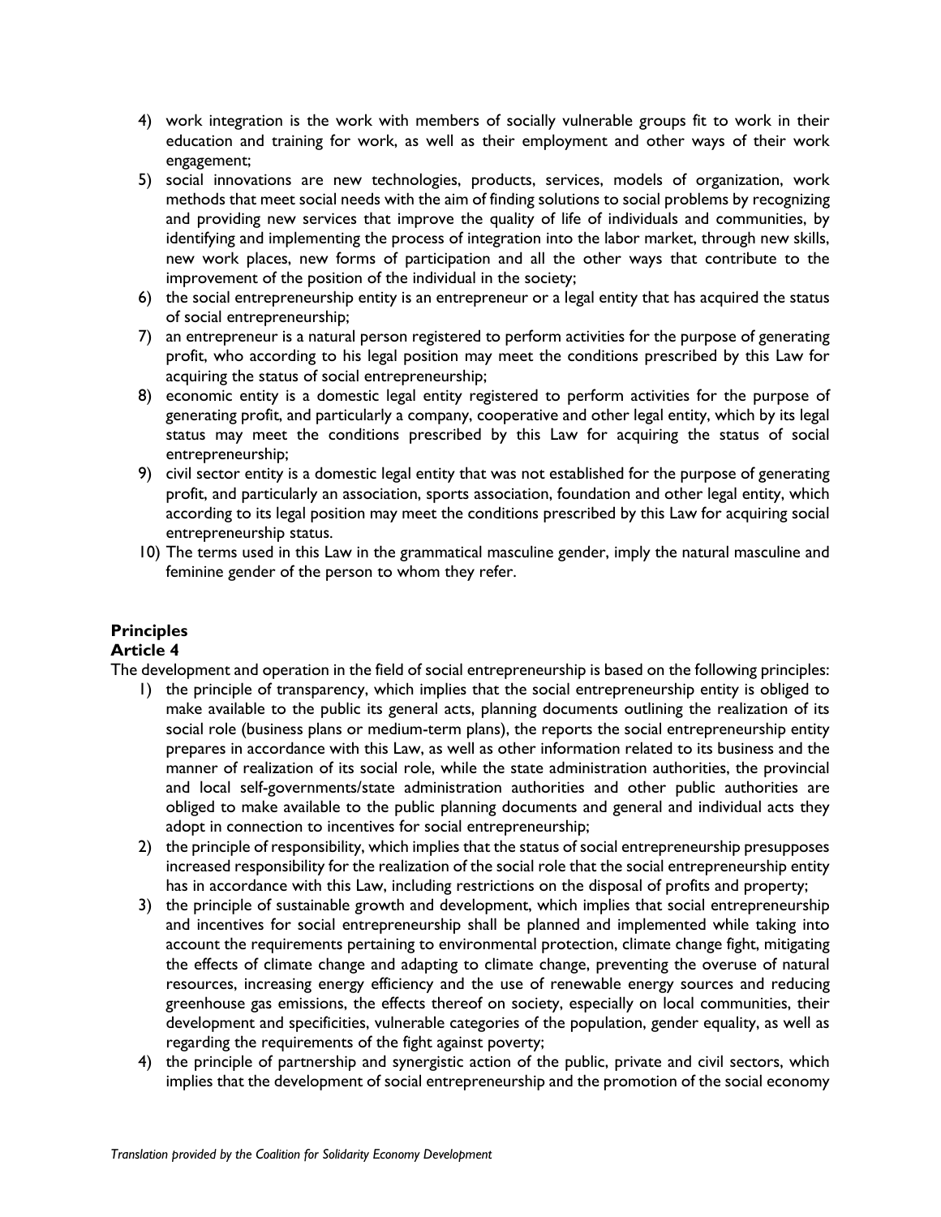4) work integration is the work with members of socially vulnerable groups fit to work in their education and training for work, as well as their employment and other ways of their work engagement;
5) social innovations are new technologies, products, services, models of organization, work methods that meet social needs with the aim of finding solutions to social problems by recognizing and providing new services that improve the quality of life of individuals and communities, by identifying and implementing the process of integration into the labor market, through new skills, new work places, new forms of participation and all the other ways that contribute to the improvement of the position of the individual in the society;
6) the social entrepreneurship entity is an entrepreneur or a legal entity that has acquired the status of social entrepreneurship;
7) an entrepreneur is a natural person registered to perform activities for the purpose of generating profit, who according to his legal position may meet the conditions prescribed by this Law for acquiring the status of social entrepreneurship;
8) economic entity is a domestic legal entity registered to perform activities for the purpose of generating profit, and particularly a company, cooperative and other legal entity, which by its legal status may meet the conditions prescribed by this Law for acquiring the status of social entrepreneurship;
9) civil sector entity is a domestic legal entity that was not established for the purpose of generating profit, and particularly an association, sports association, foundation and other legal entity, which according to its legal position may meet the conditions prescribed by this Law for acquiring social entrepreneurship status.
10) The terms used in this Law in the grammatical masculine gender, imply the natural masculine and feminine gender of the person to whom they refer.

**Principles**
**Article 4**

The development and operation in the field of social entrepreneurship is based on the following principles:

1) the principle of transparency, which implies that the social entrepreneurship entity is obliged to make available to the public its general acts, planning documents outlining the realization of its social role (business plans or medium-term plans), the reports the social entrepreneurship entity prepares in accordance with this Law, as well as other information related to its business and the manner of realization of its social role, while the state administration authorities, the provincial and local self-governments/state administration authorities and other public authorities are obliged to make available to the public planning documents and general and individual acts they adopt in connection to incentives for social entrepreneurship;
2) the principle of responsibility, which implies that the status of social entrepreneurship presupposes increased responsibility for the realization of the social role that the social entrepreneurship entity has in accordance with this Law, including restrictions on the disposal of profits and property;
3) the principle of sustainable growth and development, which implies that social entrepreneurship and incentives for social entrepreneurship shall be planned and implemented while taking into account the requirements pertaining to environmental protection, climate change fight, mitigating the effects of climate change and adapting to climate change, preventing the overuse of natural resources, increasing energy efficiency and the use of renewable energy sources and reducing greenhouse gas emissions, the effects thereof on society, especially on local communities, their development and specificities, vulnerable categories of the population, gender equality, as well as regarding the requirements of the fight against poverty;
4) the principle of partnership and synergistic action of the public, private and civil sectors, which implies that the development of social entrepreneurship and the promotion of the social economy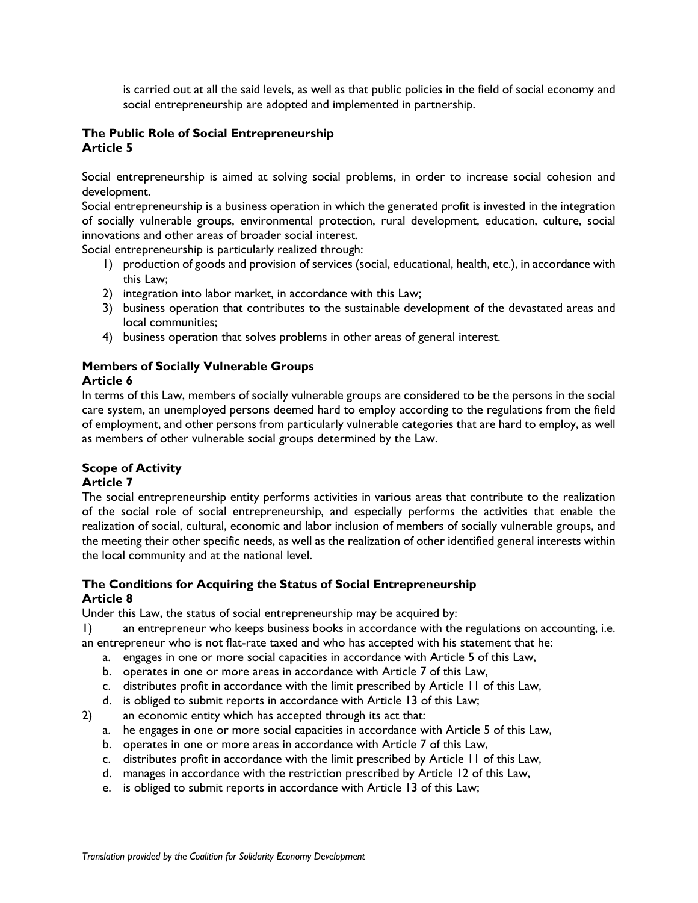is carried out at all the said levels, as well as that public policies in the field of social economy and social entrepreneurship are adopted and implemented in partnership.

**The Public Role of Social Entrepreneurship**
**Article 5**

Social entrepreneurship is aimed at solving social problems, in order to increase social cohesion and development.

Social entrepreneurship is a business operation in which the generated profit is invested in the integration of socially vulnerable groups, environmental protection, rural development, education, culture, social innovations and other areas of broader social interest.

Social entrepreneurship is particularly realized through:

1) production of goods and provision of services (social, educational, health, etc.), in accordance with this Law;
2) integration into labor market, in accordance with this Law;
3) business operation that contributes to the sustainable development of the devastated areas and local communities;
4) business operation that solves problems in other areas of general interest.

**Members of Socially Vulnerable Groups**
**Article 6**

In terms of this Law, members of socially vulnerable groups are considered to be the persons in the social care system, an unemployed persons deemed hard to employ according to the regulations from the field of employment, and other persons from particularly vulnerable categories that are hard to employ, as well as members of other vulnerable social groups determined by the Law.

**Scope of Activity**
**Article 7**

The social entrepreneurship entity performs activities in various areas that contribute to the realization of the social role of social entrepreneurship, and especially performs the activities that enable the realization of social, cultural, economic and labor inclusion of members of socially vulnerable groups, and the meeting their other specific needs, as well as the realization of other identified general interests within the local community and at the national level.

**The Conditions for Acquiring the Status of Social Entrepreneurship**
**Article 8**

Under this Law, the status of social entrepreneurship may be acquired by:

1) an entrepreneur who keeps business books in accordance with the regulations on accounting, i.e. an entrepreneur who is not flat-rate taxed and who has accepted with his statement that he:
   a. engages in one or more social capacities in accordance with Article 5 of this Law,
   b. operates in one or more areas in accordance with Article 7 of this Law,
   c. distributes profit in accordance with the limit prescribed by Article 11 of this Law,
   d. is obliged to submit reports in accordance with Article 13 of this Law;
2) an economic entity which has accepted through its act that:
   a. he engages in one or more social capacities in accordance with Article 5 of this Law,
   b. operates in one or more areas in accordance with Article 7 of this Law,
   c. distributes profit in accordance with the limit prescribed by Article 11 of this Law,
   d. manages in accordance with the restriction prescribed by Article 12 of this Law,
   e. is obliged to submit reports in accordance with Article 13 of this Law;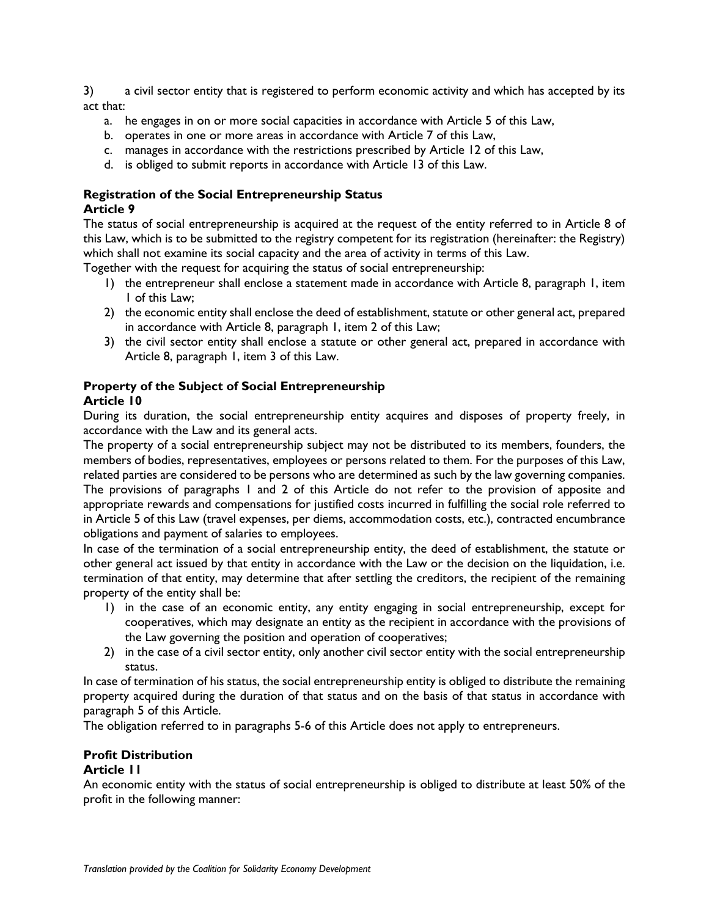3) a civil sector entity that is registered to perform economic activity and which has accepted by its act that:

a. he engages in on or more social capacities in accordance with Article 5 of this Law,
b. operates in one or more areas in accordance with Article 7 of this Law,
c. manages in accordance with the restrictions prescribed by Article 12 of this Law,
d. is obliged to submit reports in accordance with Article 13 of this Law.

**Registration of the Social Entrepreneurship Status**
**Article 9**

The status of social entrepreneurship is acquired at the request of the entity referred to in Article 8 of this Law, which is to be submitted to the registry competent for its registration (hereinafter: the Registry) which shall not examine its social capacity and the area of activity in terms of this Law.

Together with the request for acquiring the status of social entrepreneurship:

1) the entrepreneur shall enclose a statement made in accordance with Article 8, paragraph 1, item 1 of this Law;
2) the economic entity shall enclose the deed of establishment, statute or other general act, prepared in accordance with Article 8, paragraph 1, item 2 of this Law;
3) the civil sector entity shall enclose a statute or other general act, prepared in accordance with Article 8, paragraph 1, item 3 of this Law.

**Property of the Subject of Social Entrepreneurship**
**Article 10**

During its duration, the social entrepreneurship entity acquires and disposes of property freely, in accordance with the Law and its general acts.

The property of a social entrepreneurship subject may not be distributed to its members, founders, the members of bodies, representatives, employees or persons related to them. For the purposes of this Law, related parties are considered to be persons who are determined as such by the law governing companies.

The provisions of paragraphs 1 and 2 of this Article do not refer to the provision of apposite and appropriate rewards and compensations for justified costs incurred in fulfilling the social role referred to in Article 5 of this Law (travel expenses, per diems, accommodation costs, etc.), contracted encumbrance obligations and payment of salaries to employees.

In case of the termination of a social entrepreneurship entity, the deed of establishment, the statute or other general act issued by that entity in accordance with the Law or the decision on the liquidation, i.e. termination of that entity, may determine that after settling the creditors, the recipient of the remaining property of the entity shall be:

1) in the case of an economic entity, any entity engaging in social entrepreneurship, except for cooperatives, which may designate an entity as the recipient in accordance with the provisions of the Law governing the position and operation of cooperatives;
2) in the case of a civil sector entity, only another civil sector entity with the social entrepreneurship status.

In case of termination of his status, the social entrepreneurship entity is obliged to distribute the remaining property acquired during the duration of that status and on the basis of that status in accordance with paragraph 5 of this Article.

The obligation referred to in paragraphs 5-6 of this Article does not apply to entrepreneurs.

**Profit Distribution**
**Article 11**

An economic entity with the status of social entrepreneurship is obliged to distribute at least 50% of the profit in the following manner:

*Translation provided by the Coalition for Solidarity Economy Development*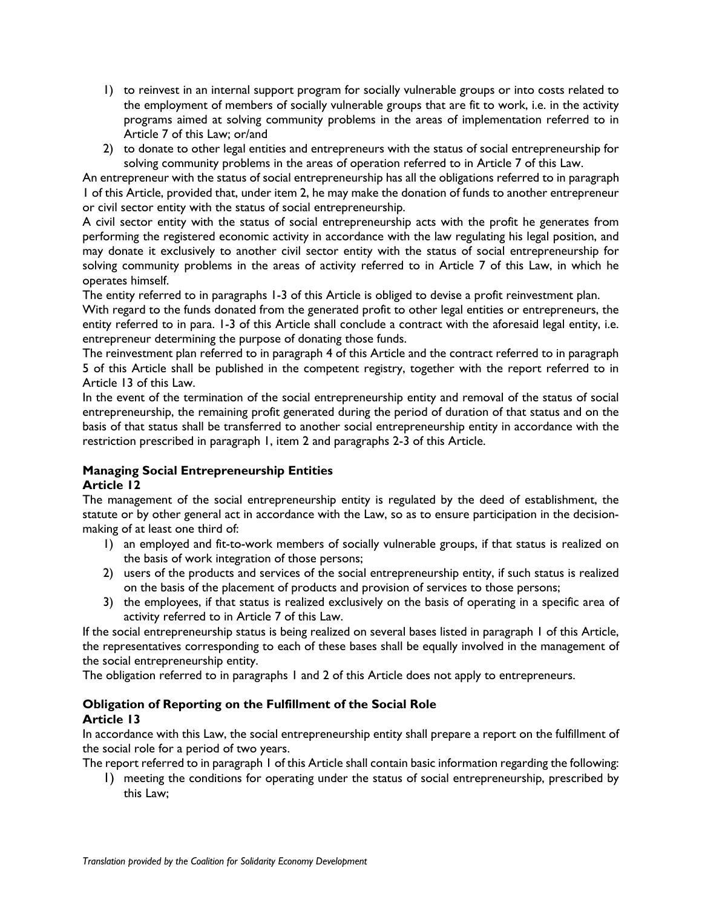1) to reinvest in an internal support program for socially vulnerable groups or into costs related to the employment of members of socially vulnerable groups that are fit to work, i.e. in the activity programs aimed at solving community problems in the areas of implementation referred to in Article 7 of this Law; or/and
2) to donate to other legal entities and entrepreneurs with the status of social entrepreneurship for solving community problems in the areas of operation referred to in Article 7 of this Law.

An entrepreneur with the status of social entrepreneurship has all the obligations referred to in paragraph 1 of this Article, provided that, under item 2, he may make the donation of funds to another entrepreneur or civil sector entity with the status of social entrepreneurship.

A civil sector entity with the status of social entrepreneurship acts with the profit he generates from performing the registered economic activity in accordance with the law regulating his legal position, and may donate it exclusively to another civil sector entity with the status of social entrepreneurship for solving community problems in the areas of activity referred to in Article 7 of this Law, in which he operates himself.

The entity referred to in paragraphs 1-3 of this Article is obliged to devise a profit reinvestment plan.

With regard to the funds donated from the generated profit to other legal entities or entrepreneurs, the entity referred to in para. 1-3 of this Article shall conclude a contract with the aforesaid legal entity, i.e. entrepreneur determining the purpose of donating those funds.

The reinvestment plan referred to in paragraph 4 of this Article and the contract referred to in paragraph 5 of this Article shall be published in the competent registry, together with the report referred to in Article 13 of this Law.

In the event of the termination of the social entrepreneurship entity and removal of the status of social entrepreneurship, the remaining profit generated during the period of duration of that status and on the basis of that status shall be transferred to another social entrepreneurship entity in accordance with the restriction prescribed in paragraph 1, item 2 and paragraphs 2-3 of this Article.

**Managing Social Entrepreneurship Entities**
**Article 12**

The management of the social entrepreneurship entity is regulated by the deed of establishment, the statute or by other general act in accordance with the Law, so as to ensure participation in the decision-making of at least one third of:

1) an employed and fit-to-work members of socially vulnerable groups, if that status is realized on the basis of work integration of those persons;
2) users of the products and services of the social entrepreneurship entity, if such status is realized on the basis of the placement of products and provision of services to those persons;
3) the employees, if that status is realized exclusively on the basis of operating in a specific area of activity referred to in Article 7 of this Law.

If the social entrepreneurship status is being realized on several bases listed in paragraph 1 of this Article, the representatives corresponding to each of these bases shall be equally involved in the management of the social entrepreneurship entity.

The obligation referred to in paragraphs 1 and 2 of this Article does not apply to entrepreneurs.

**Obligation of Reporting on the Fulfillment of the Social Role**
**Article 13**

In accordance with this Law, the social entrepreneurship entity shall prepare a report on the fulfillment of the social role for a period of two years.

The report referred to in paragraph 1 of this Article shall contain basic information regarding the following:

1) meeting the conditions for operating under the status of social entrepreneurship, prescribed by this Law;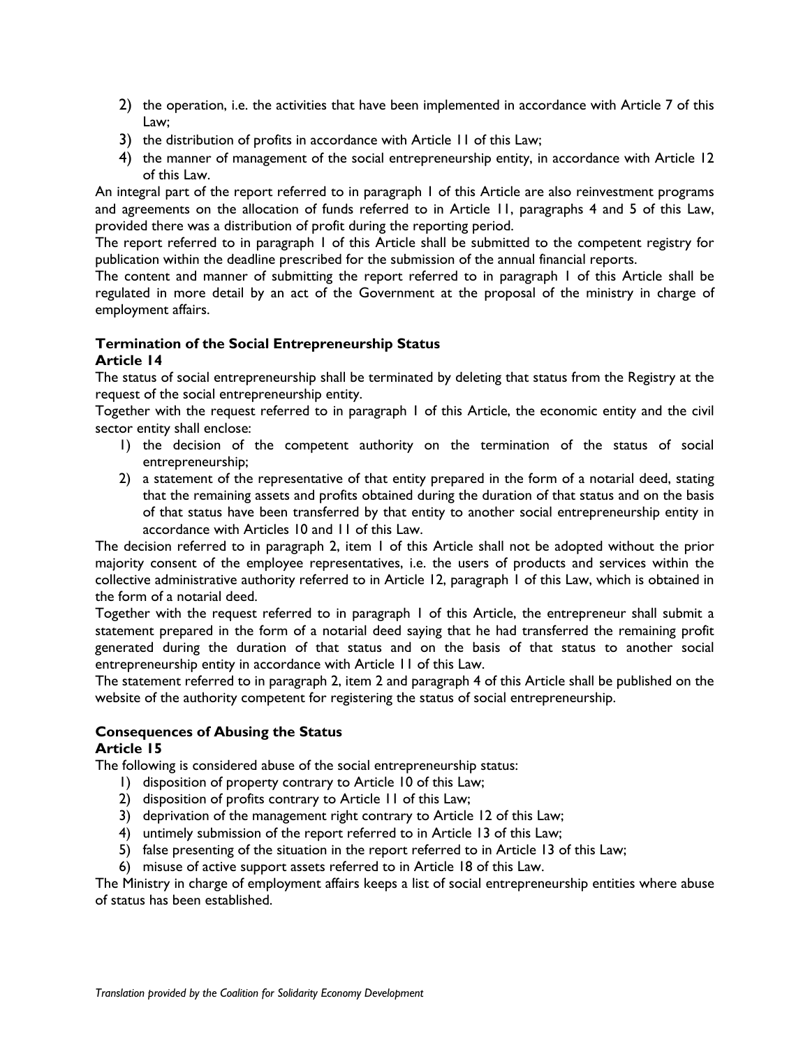2) the operation, i.e. the activities that have been implemented in accordance with Article 7 of this Law;
3) the distribution of profits in accordance with Article 11 of this Law;
4) the manner of management of the social entrepreneurship entity, in accordance with Article 12 of this Law.

An integral part of the report referred to in paragraph 1 of this Article are also reinvestment programs and agreements on the allocation of funds referred to in Article 11, paragraphs 4 and 5 of this Law, provided there was a distribution of profit during the reporting period.

The report referred to in paragraph 1 of this Article shall be submitted to the competent registry for publication within the deadline prescribed for the submission of the annual financial reports.

The content and manner of submitting the report referred to in paragraph 1 of this Article shall be regulated in more detail by an act of the Government at the proposal of the ministry in charge of employment affairs.

**Termination of the Social Entrepreneurship Status**
**Article 14**

The status of social entrepreneurship shall be terminated by deleting that status from the Registry at the request of the social entrepreneurship entity.

Together with the request referred to in paragraph 1 of this Article, the economic entity and the civil sector entity shall enclose:

1) the decision of the competent authority on the termination of the status of social entrepreneurship;
2) a statement of the representative of that entity prepared in the form of a notarial deed, stating that the remaining assets and profits obtained during the duration of that status and on the basis of that status have been transferred by that entity to another social entrepreneurship entity in accordance with Articles 10 and 11 of this Law.

The decision referred to in paragraph 2, item 1 of this Article shall not be adopted without the prior majority consent of the employee representatives, i.e. the users of products and services within the collective administrative authority referred to in Article 12, paragraph 1 of this Law, which is obtained in the form of a notarial deed.

Together with the request referred to in paragraph 1 of this Article, the entrepreneur shall submit a statement prepared in the form of a notarial deed saying that he had transferred the remaining profit generated during the duration of that status and on the basis of that status to another social entrepreneurship entity in accordance with Article 11 of this Law.

The statement referred to in paragraph 2, item 2 and paragraph 4 of this Article shall be published on the website of the authority competent for registering the status of social entrepreneurship.

**Consequences of Abusing the Status**
**Article 15**

The following is considered abuse of the social entrepreneurship status:

1) disposition of property contrary to Article 10 of this Law;
2) disposition of profits contrary to Article 11 of this Law;
3) deprivation of the management right contrary to Article 12 of this Law;
4) untimely submission of the report referred to in Article 13 of this Law;
5) false presenting of the situation in the report referred to in Article 13 of this Law;
6) misuse of active support assets referred to in Article 18 of this Law.

The Ministry in charge of employment affairs keeps a list of social entrepreneurship entities where abuse of status has been established.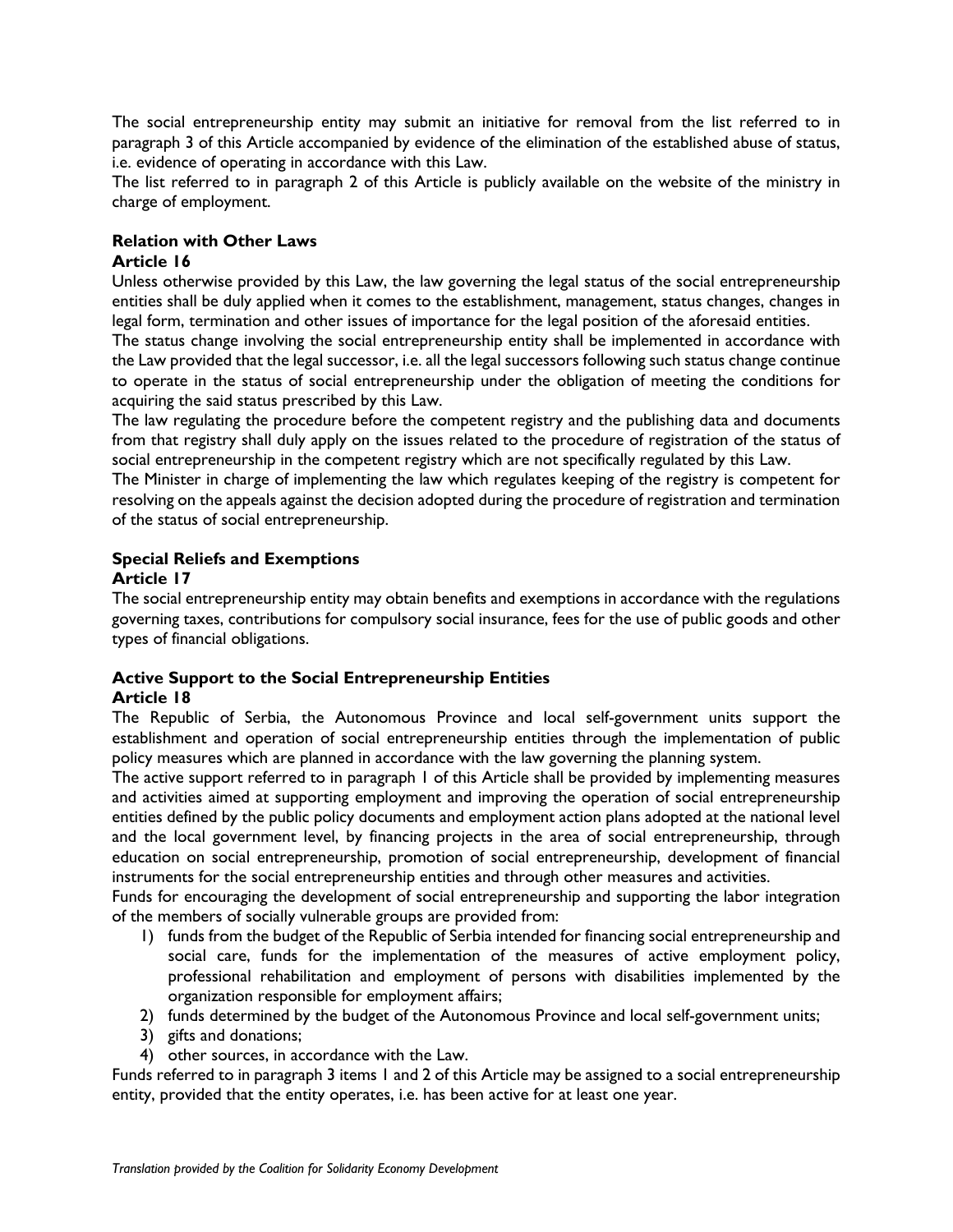The social entrepreneurship entity may submit an initiative for removal from the list referred to in paragraph 3 of this Article accompanied by evidence of the elimination of the established abuse of status, i.e. evidence of operating in accordance with this Law.
The list referred to in paragraph 2 of this Article is publicly available on the website of the ministry in charge of employment.

**Relation with Other Laws**
**Article 16**

Unless otherwise provided by this Law, the law governing the legal status of the social entrepreneurship entities shall be duly applied when it comes to the establishment, management, status changes, changes in legal form, termination and other issues of importance for the legal position of the aforesaid entities.
The status change involving the social entrepreneurship entity shall be implemented in accordance with the Law provided that the legal successor, i.e. all the legal successors following such status change continue to operate in the status of social entrepreneurship under the obligation of meeting the conditions for acquiring the said status prescribed by this Law.
The law regulating the procedure before the competent registry and the publishing data and documents from that registry shall duly apply on the issues related to the procedure of registration of the status of social entrepreneurship in the competent registry which are not specifically regulated by this Law.
The Minister in charge of implementing the law which regulates keeping of the registry is competent for resolving on the appeals against the decision adopted during the procedure of registration and termination of the status of social entrepreneurship.

**Special Reliefs and Exemptions**
**Article 17**

The social entrepreneurship entity may obtain benefits and exemptions in accordance with the regulations governing taxes, contributions for compulsory social insurance, fees for the use of public goods and other types of financial obligations.

**Active Support to the Social Entrepreneurship Entities**
**Article 18**

The Republic of Serbia, the Autonomous Province and local self-government units support the establishment and operation of social entrepreneurship entities through the implementation of public policy measures which are planned in accordance with the law governing the planning system.
The active support referred to in paragraph 1 of this Article shall be provided by implementing measures and activities aimed at supporting employment and improving the operation of social entrepreneurship entities defined by the public policy documents and employment action plans adopted at the national level and the local government level, by financing projects in the area of social entrepreneurship, through education on social entrepreneurship, promotion of social entrepreneurship, development of financial instruments for the social entrepreneurship entities and through other measures and activities.
Funds for encouraging the development of social entrepreneurship and supporting the labor integration of the members of socially vulnerable groups are provided from:

1) funds from the budget of the Republic of Serbia intended for financing social entrepreneurship and social care, funds for the implementation of the measures of active employment policy, professional rehabilitation and employment of persons with disabilities implemented by the organization responsible for employment affairs;
2) funds determined by the budget of the Autonomous Province and local self-government units;
3) gifts and donations;
4) other sources, in accordance with the Law.

Funds referred to in paragraph 3 items 1 and 2 of this Article may be assigned to a social entrepreneurship entity, provided that the entity operates, i.e. has been active for at least one year.

*Translation provided by the Coalition for Solidarity Economy Development*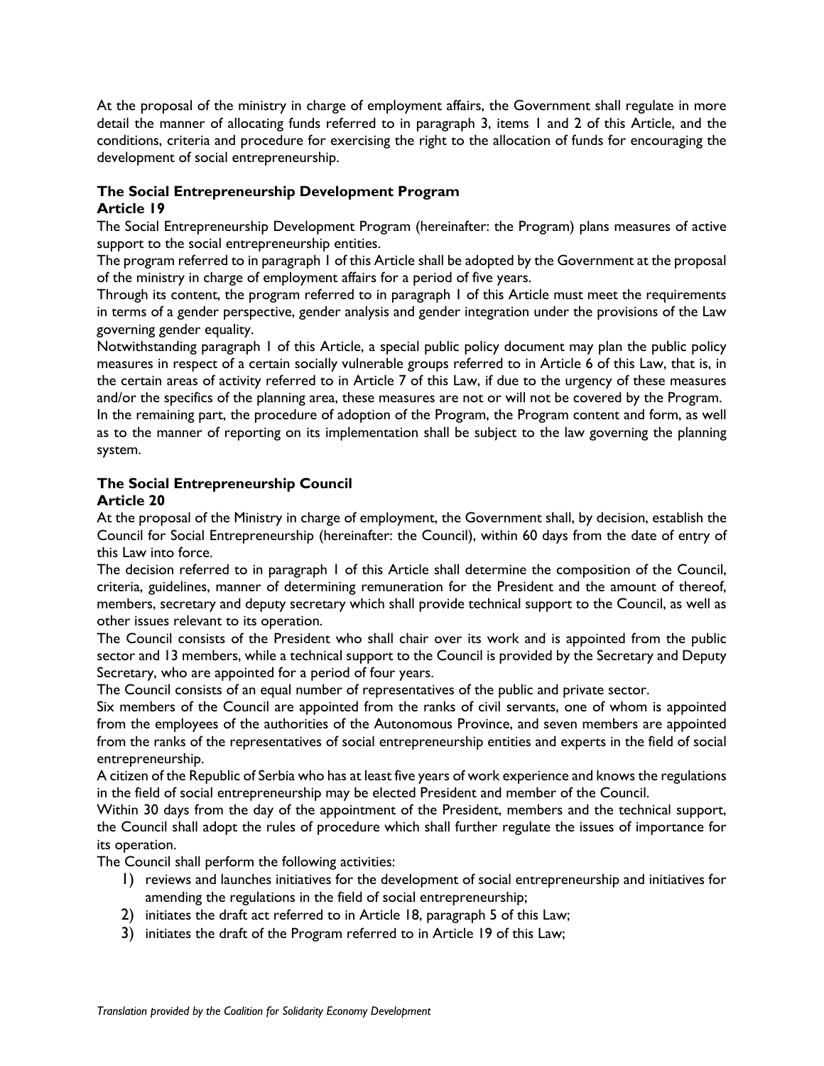At the proposal of the ministry in charge of employment affairs, the Government shall regulate in more detail the manner of allocating funds referred to in paragraph 3, items 1 and 2 of this Article, and the conditions, criteria and procedure for exercising the right to the allocation of funds for encouraging the development of social entrepreneurship.

**The Social Entrepreneurship Development Program**
**Article 19**

The Social Entrepreneurship Development Program (hereinafter: the Program) plans measures of active support to the social entrepreneurship entities.

The program referred to in paragraph 1 of this Article shall be adopted by the Government at the proposal of the ministry in charge of employment affairs for a period of five years.

Through its content, the program referred to in paragraph 1 of this Article must meet the requirements in terms of a gender perspective, gender analysis and gender integration under the provisions of the Law governing gender equality.

Notwithstanding paragraph 1 of this Article, a special public policy document may plan the public policy measures in respect of a certain socially vulnerable groups referred to in Article 6 of this Law, that is, in the certain areas of activity referred to in Article 7 of this Law, if due to the urgency of these measures and/or the specifics of the planning area, these measures are not or will not be covered by the Program.

In the remaining part, the procedure of adoption of the Program, the Program content and form, as well as to the manner of reporting on its implementation shall be subject to the law governing the planning system.

**The Social Entrepreneurship Council**
**Article 20**

At the proposal of the Ministry in charge of employment, the Government shall, by decision, establish the Council for Social Entrepreneurship (hereinafter: the Council), within 60 days from the date of entry of this Law into force.

The decision referred to in paragraph 1 of this Article shall determine the composition of the Council, criteria, guidelines, manner of determining remuneration for the President and the amount of thereof, members, secretary and deputy secretary which shall provide technical support to the Council, as well as other issues relevant to its operation.

The Council consists of the President who shall chair over its work and is appointed from the public sector and 13 members, while a technical support to the Council is provided by the Secretary and Deputy Secretary, who are appointed for a period of four years.

The Council consists of an equal number of representatives of the public and private sector.

Six members of the Council are appointed from the ranks of civil servants, one of whom is appointed from the employees of the authorities of the Autonomous Province, and seven members are appointed from the ranks of the representatives of social entrepreneurship entities and experts in the field of social entrepreneurship.

A citizen of the Republic of Serbia who has at least five years of work experience and knows the regulations in the field of social entrepreneurship may be elected President and member of the Council.

Within 30 days from the day of the appointment of the President, members and the technical support, the Council shall adopt the rules of procedure which shall further regulate the issues of importance for its operation.

The Council shall perform the following activities:

1) reviews and launches initiatives for the development of social entrepreneurship and initiatives for amending the regulations in the field of social entrepreneurship;
2) initiates the draft act referred to in Article 18, paragraph 5 of this Law;
3) initiates the draft of the Program referred to in Article 19 of this Law;

*Translation provided by the Coalition for Solidarity Economy Development*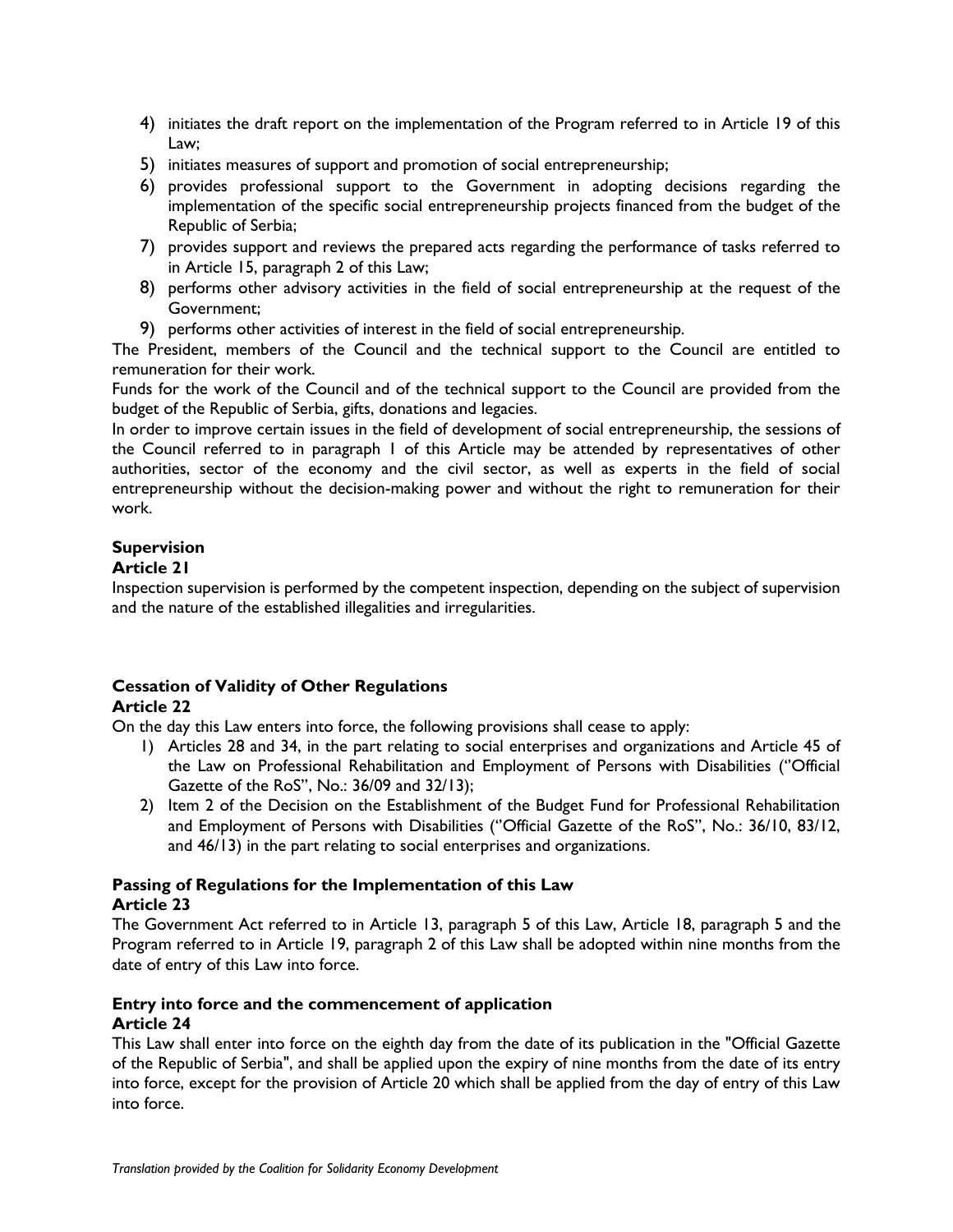4) initiates the draft report on the implementation of the Program referred to in Article 19 of this Law;
5) initiates measures of support and promotion of social entrepreneurship;
6) provides professional support to the Government in adopting decisions regarding the implementation of the specific social entrepreneurship projects financed from the budget of the Republic of Serbia;
7) provides support and reviews the prepared acts regarding the performance of tasks referred to in Article 15, paragraph 2 of this Law;
8) performs other advisory activities in the field of social entrepreneurship at the request of the Government;
9) performs other activities of interest in the field of social entrepreneurship.

The President, members of the Council and the technical support to the Council are entitled to remuneration for their work.

Funds for the work of the Council and of the technical support to the Council are provided from the budget of the Republic of Serbia, gifts, donations and legacies.

In order to improve certain issues in the field of development of social entrepreneurship, the sessions of the Council referred to in paragraph 1 of this Article may be attended by representatives of other authorities, sector of the economy and the civil sector, as well as experts in the field of social entrepreneurship without the decision-making power and without the right to remuneration for their work.

**Supervision**
**Article 21**

Inspection supervision is performed by the competent inspection, depending on the subject of supervision and the nature of the established illegalities and irregularities.

**Cessation of Validity of Other Regulations**
**Article 22**

On the day this Law enters into force, the following provisions shall cease to apply:

1) Articles 28 and 34, in the part relating to social enterprises and organizations and Article 45 of the Law on Professional Rehabilitation and Employment of Persons with Disabilities ("Official Gazette of the RoS", No.: 36/09 and 32/13);
2) Item 2 of the Decision on the Establishment of the Budget Fund for Professional Rehabilitation and Employment of Persons with Disabilities ("Official Gazette of the RoS", No.: 36/10, 83/12, and 46/13) in the part relating to social enterprises and organizations.

**Passing of Regulations for the Implementation of this Law**
**Article 23**

The Government Act referred to in Article 13, paragraph 5 of this Law, Article 18, paragraph 5 and the Program referred to in Article 19, paragraph 2 of this Law shall be adopted within nine months from the date of entry of this Law into force.

**Entry into force and the commencement of application**
**Article 24**

This Law shall enter into force on the eighth day from the date of its publication in the "Official Gazette of the Republic of Serbia", and shall be applied upon the expiry of nine months from the date of its entry into force, except for the provision of Article 20 which shall be applied from the day of entry of this Law into force.

*Translation provided by the Coalition for Solidarity Economy Development*